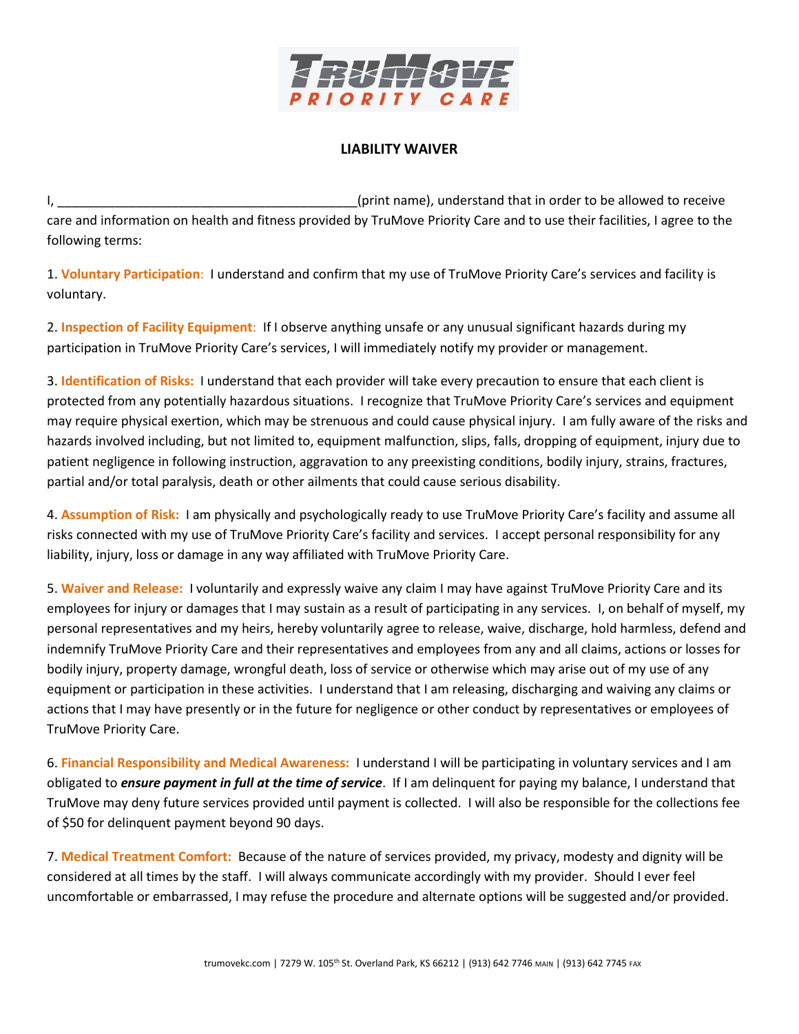**LIABILITY WAIVER**

I, ___________________________________________(print name), understand that in order to be allowed to receive care and information on health and fitness provided by TruMove Priority Care and to use their facilities, I agree to the following terms:

1. **Voluntary Participation**: I understand and confirm that my use of TruMove Priority Care's services and facility is voluntary.

2. **Inspection of Facility Equipment**: If I observe anything unsafe or any unusual significant hazards during my participation in TruMove Priority Care's services, I will immediately notify my provider or management.

3. **Identification of Risks:** I understand that each provider will take every precaution to ensure that each client is protected from any potentially hazardous situations. I recognize that TruMove Priority Care's services and equipment may require physical exertion, which may be strenuous and could cause physical injury. I am fully aware of the risks and hazards involved including, but not limited to, equipment malfunction, slips, falls, dropping of equipment, injury due to patient negligence in following instruction, aggravation to any preexisting conditions, bodily injury, strains, fractures, partial and/or total paralysis, death or other ailments that could cause serious disability.

4. **Assumption of Risk:** I am physically and psychologically ready to use TruMove Priority Care's facility and assume all risks connected with my use of TruMove Priority Care's facility and services. I accept personal responsibility for any liability, injury, loss or damage in any way affiliated with TruMove Priority Care.

5. **Waiver and Release:** I voluntarily and expressly waive any claim I may have against TruMove Priority Care and its employees for injury or damages that I may sustain as a result of participating in any services. I, on behalf of myself, my personal representatives and my heirs, hereby voluntarily agree to release, waive, discharge, hold harmless, defend and indemnify TruMove Priority Care and their representatives and employees from any and all claims, actions or losses for bodily injury, property damage, wrongful death, loss of service or otherwise which may arise out of my use of any equipment or participation in these activities. I understand that I am releasing, discharging and waiving any claims or actions that I may have presently or in the future for negligence or other conduct by representatives or employees of TruMove Priority Care.

6. **Financial Responsibility and Medical Awareness:** I understand I will be participating in voluntary services and I am obligated to ***ensure payment in full at the time of service***. If I am delinquent for paying my balance, I understand that TruMove may deny future services provided until payment is collected. I will also be responsible for the collections fee of $50 for delinquent payment beyond 90 days.

7. **Medical Treatment Comfort:** Because of the nature of services provided, my privacy, modesty and dignity will be considered at all times by the staff. I will always communicate accordingly with my provider. Should I ever feel uncomfortable or embarrassed, I may refuse the procedure and alternate options will be suggested and/or provided.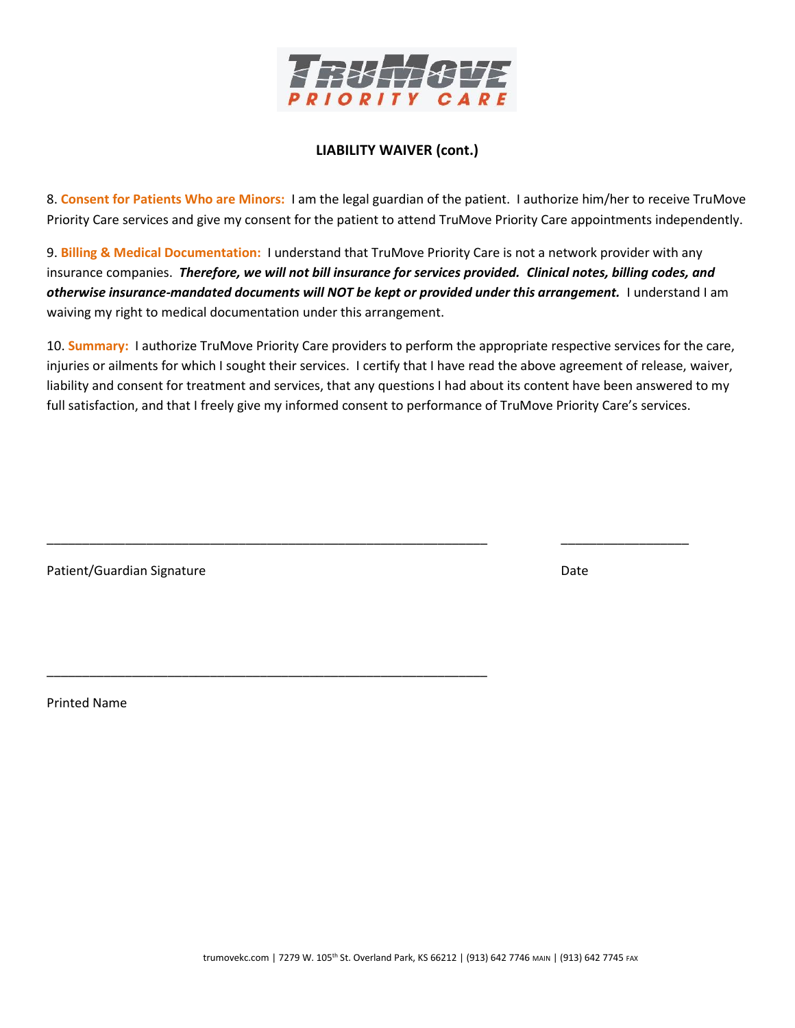## LIABILITY WAIVER (cont.)

8. **Consent for Patients Who are Minors:** I am the legal guardian of the patient. I authorize him/her to receive TruMove Priority Care services and give my consent for the patient to attend TruMove Priority Care appointments independently.

9. **Billing & Medical Documentation:** I understand that TruMove Priority Care is not a network provider with any insurance companies. ***Therefore, we will not bill insurance for services provided. Clinical notes, billing codes, and otherwise insurance-mandated documents will NOT be kept or provided under this arrangement.*** I understand I am waiving my right to medical documentation under this arrangement.

10. **Summary:** I authorize TruMove Priority Care providers to perform the appropriate respective services for the care, injuries or ailments for which I sought their services. I certify that I have read the above agreement of release, waiver, liability and consent for treatment and services, that any questions I had about its content have been answered to my full satisfaction, and that I freely give my informed consent to performance of TruMove Priority Care's services.

_______________________________________________ _______________

Patient/Guardian Signature Date

_______________________________________________

Printed Name

trumovekc.com | 7279 W. 105th St. Overland Park, KS 66212 | (913) 642 7746 MAIN | (913) 642 7745 FAX